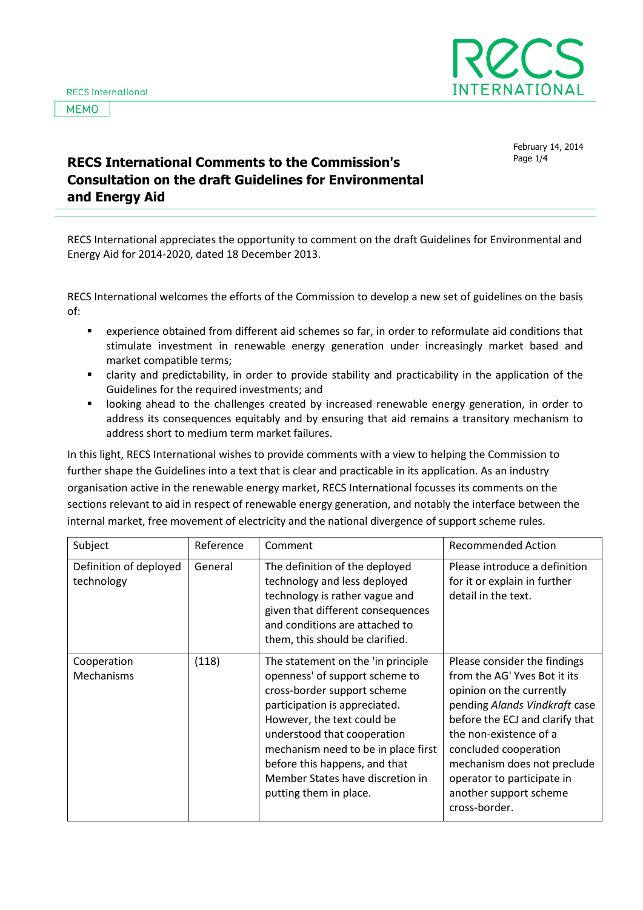RECS International

MEMO

February 14, 2014

# RECS International Comments to the Commission's Consultation on the draft Guidelines for Environmental and Energy Aid

RECS International appreciates the opportunity to comment on the draft Guidelines for Environmental and Energy Aid for 2014-2020, dated 18 December 2013.

RECS International welcomes the efforts of the Commission to develop a new set of guidelines on the basis of:

- experience obtained from different aid schemes so far, in order to reformulate aid conditions that stimulate investment in renewable energy generation under increasingly market based and market compatible terms;
- clarity and predictability, in order to provide stability and practicability in the application of the Guidelines for the required investments; and
- looking ahead to the challenges created by increased renewable energy generation, in order to address its consequences equitably and by ensuring that aid remains a transitory mechanism to address short to medium term market failures.

In this light, RECS International wishes to provide comments with a view to helping the Commission to further shape the Guidelines into a text that is clear and practicable in its application. As an industry organisation active in the renewable energy market, RECS International focusses its comments on the sections relevant to aid in respect of renewable energy generation, and notably the interface between the internal market, free movement of electricity and the national divergence of support scheme rules.

| Subject | Reference | Comment | Recommended Action |
|---|---|---|---|
| Definition of deployed technology | General | The definition of the deployed technology and less deployed technology is rather vague and given that different consequences and conditions are attached to them, this should be clarified. | Please introduce a definition for it or explain in further detail in the text. |
| Cooperation Mechanisms | (118) | The statement on the 'in principle openness' of support scheme to cross-border support scheme participation is appreciated. However, the text could be understood that cooperation mechanism need to be in place first before this happens, and that Member States have discretion in putting them in place. | Please consider the findings from the AG' Yves Bot it its opinion on the currently pending *Alands Vindkraft* case before the ECJ and clarify that the non-existence of a concluded cooperation mechanism does not preclude operator to participate in another support scheme cross-border. |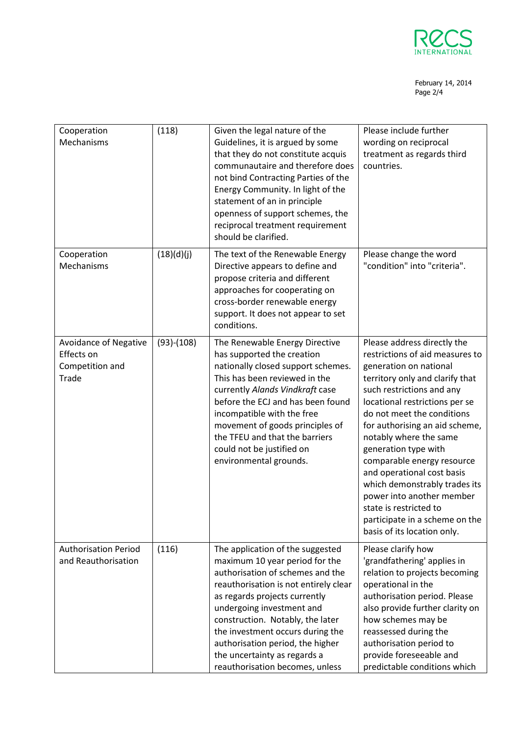| Cooperation Mechanisms | (118) | Given the legal nature of the Guidelines, it is argued by some that they do not constitute acquis communautaire and therefore does not bind Contracting Parties of the Energy Community. In light of the statement of an in principle openness of support schemes, the reciprocal treatment requirement should be clarified. | Please include further wording on reciprocal treatment as regards third countries. |
|---|---|---|---|
| Cooperation Mechanisms | (18)(d)(j) | The text of the Renewable Energy Directive appears to define and propose criteria and different approaches for cooperating on cross-border renewable energy support. It does not appear to set conditions. | Please change the word "condition" into "criteria". |
| Avoidance of Negative Effects on Competition and Trade | (93)-(108) | The Renewable Energy Directive has supported the creation nationally closed support schemes. This has been reviewed in the currently *Alands Vindkraft* case before the ECJ and has been found incompatible with the free movement of goods principles of the TFEU and that the barriers could not be justified on environmental grounds. | Please address directly the restrictions of aid measures to generation on national territory only and clarify that such restrictions and any locational restrictions per se do not meet the conditions for authorising an aid scheme, notably where the same generation type with comparable energy resource and operational cost basis which demonstrably trades its power into another member state is restricted to participate in a scheme on the basis of its location only. |
| Authorisation Period and Reauthorisation | (116) | The application of the suggested maximum 10 year period for the authorisation of schemes and the reauthorisation is not entirely clear as regards projects currently undergoing investment and construction. Notably, the later the investment occurs during the authorisation period, the higher the uncertainty as regards a reauthorisation becomes, unless | Please clarify how 'grandfathering' applies in relation to projects becoming operational in the authorisation period. Please also provide further clarity on how schemes may be reassessed during the authorisation period to provide foreseeable and predictable conditions which |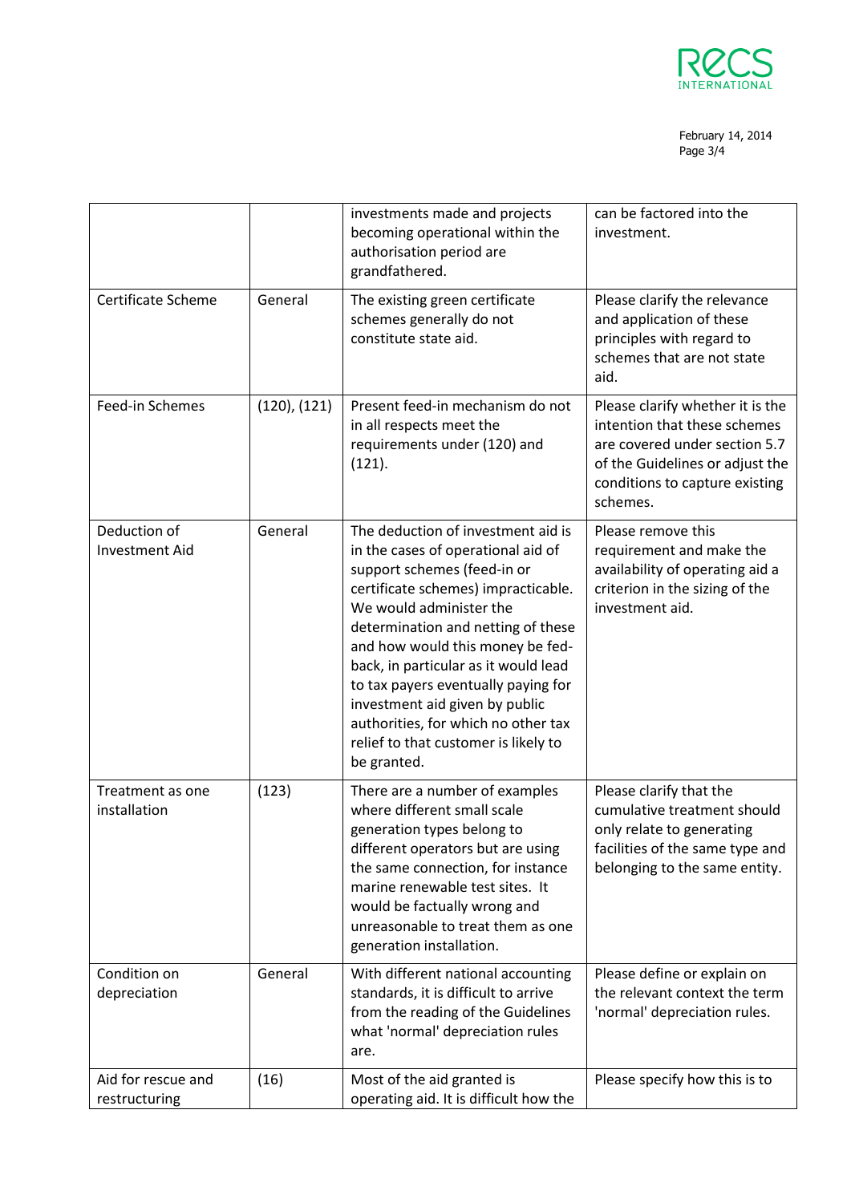| | | investments made and projects becoming operational within the authorisation period are grandfathered. | can be factored into the investment. |
|---|---|---|---|
| Certificate Scheme | General | The existing green certificate schemes generally do not constitute state aid. | Please clarify the relevance and application of these principles with regard to schemes that are not state aid. |
| Feed-in Schemes | (120), (121) | Present feed-in mechanism do not in all respects meet the requirements under (120) and (121). | Please clarify whether it is the intention that these schemes are covered under section 5.7 of the Guidelines or adjust the conditions to capture existing schemes. |
| Deduction of Investment Aid | General | The deduction of investment aid is in the cases of operational aid of support schemes (feed-in or certificate schemes) impracticable. We would administer the determination and netting of these and how would this money be fed-back, in particular as it would lead to tax payers eventually paying for investment aid given by public authorities, for which no other tax relief to that customer is likely to be granted. | Please remove this requirement and make the availability of operating aid a criterion in the sizing of the investment aid. |
| Treatment as one installation | (123) | There are a number of examples where different small scale generation types belong to different operators but are using the same connection, for instance marine renewable test sites. It would be factually wrong and unreasonable to treat them as one generation installation. | Please clarify that the cumulative treatment should only relate to generating facilities of the same type and belonging to the same entity. |
| Condition on depreciation | General | With different national accounting standards, it is difficult to arrive from the reading of the Guidelines what 'normal' depreciation rules are. | Please define or explain on the relevant context the term 'normal' depreciation rules. |
| Aid for rescue and restructuring | (16) | Most of the aid granted is operating aid. It is difficult how the | Please specify how this is to |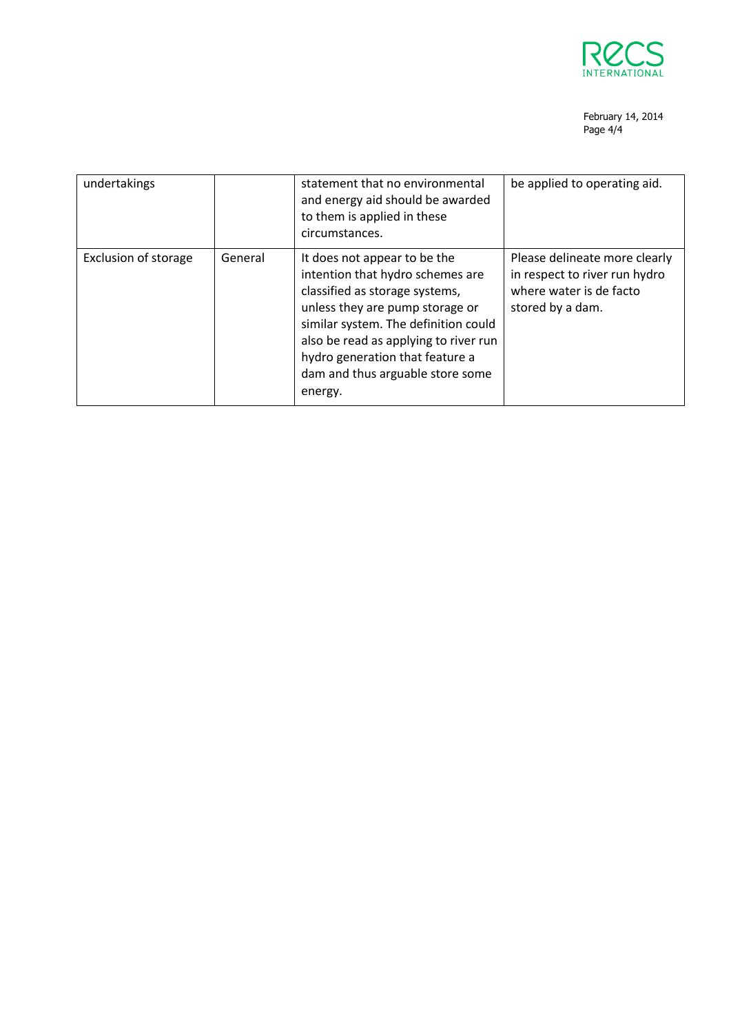| | | | |
|---|---|---|---|
| undertakings | | statement that no environmental and energy aid should be awarded to them is applied in these circumstances. | be applied to operating aid. |
| Exclusion of storage | General | It does not appear to be the intention that hydro schemes are classified as storage systems, unless they are pump storage or similar system. The definition could also be read as applying to river run hydro generation that feature a dam and thus arguable store some energy. | Please delineate more clearly in respect to river run hydro where water is de facto stored by a dam. |